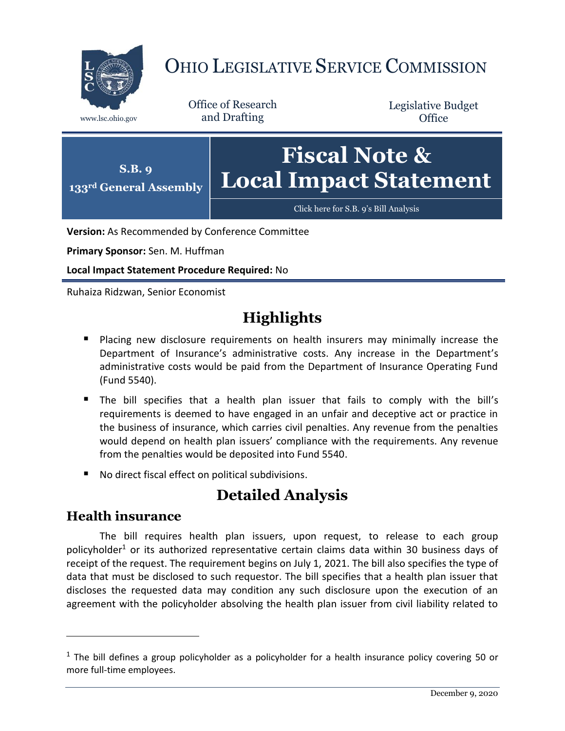# OHIO LEGISLATIVE SERVICE COMMISSION

www.lsc.ohio.gov

Office of Research and Drafting

Legislative Budget Office

**S.B. 9**
**133rd General Assembly**

# Fiscal Note & Local Impact Statement

Click here for S.B. 9's Bill Analysis

**Version:** As Recommended by Conference Committee

**Primary Sponsor:** Sen. M. Huffman

**Local Impact Statement Procedure Required:** No

Ruhaiza Ridzwan, Senior Economist

## Highlights

- Placing new disclosure requirements on health insurers may minimally increase the Department of Insurance's administrative costs. Any increase in the Department's administrative costs would be paid from the Department of Insurance Operating Fund (Fund 5540).
- The bill specifies that a health plan issuer that fails to comply with the bill's requirements is deemed to have engaged in an unfair and deceptive act or practice in the business of insurance, which carries civil penalties. Any revenue from the penalties would depend on health plan issuers' compliance with the requirements. Any revenue from the penalties would be deposited into Fund 5540.
- No direct fiscal effect on political subdivisions.

## Detailed Analysis

### Health insurance

The bill requires health plan issuers, upon request, to release to each group policyholder[1] or its authorized representative certain claims data within 30 business days of receipt of the request. The requirement begins on July 1, 2021. The bill also specifies the type of data that must be disclosed to such requestor. The bill specifies that a health plan issuer that discloses the requested data may condition any such disclosure upon the execution of an agreement with the policyholder absolving the health plan issuer from civil liability related to

[1] The bill defines a group policyholder as a policyholder for a health insurance policy covering 50 or more full-time employees.

December 9, 2020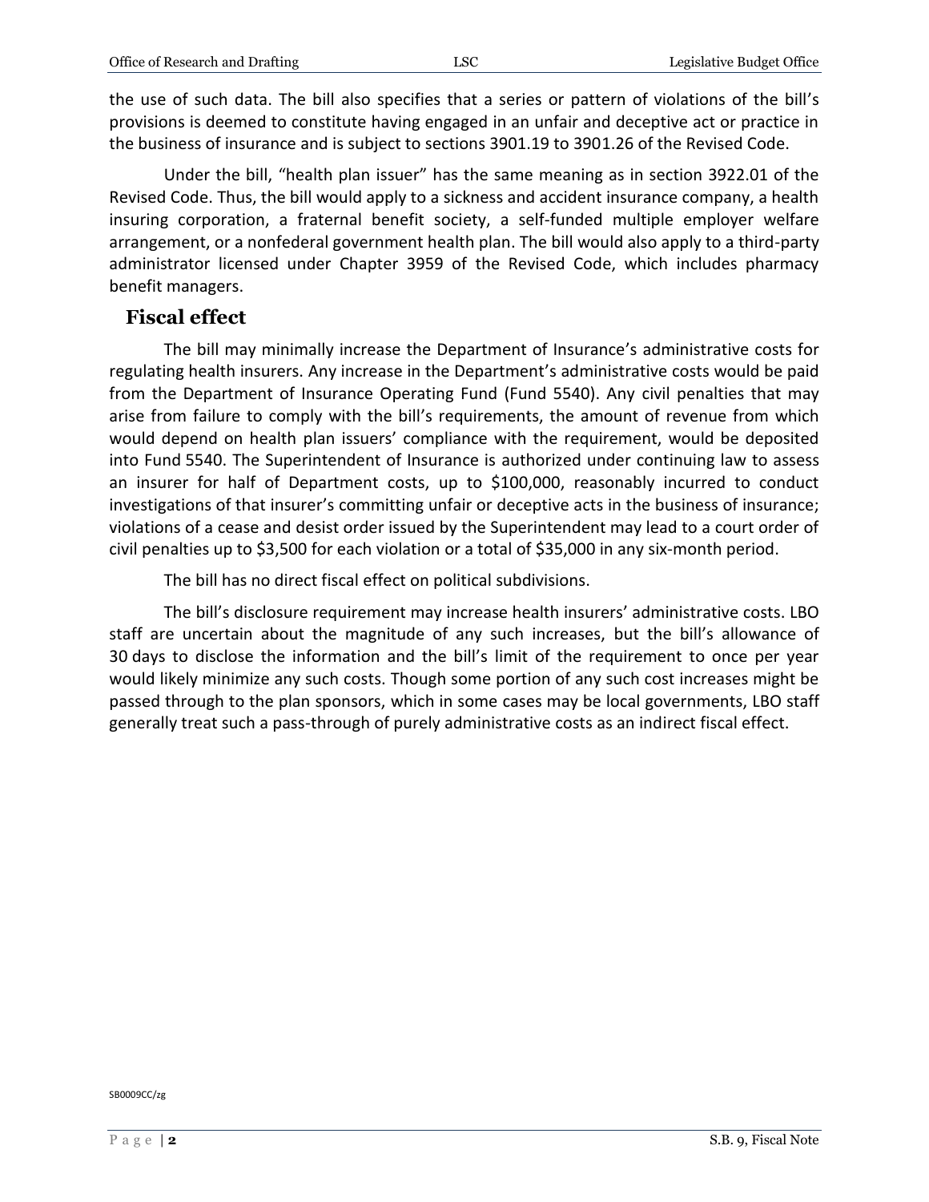the use of such data. The bill also specifies that a series or pattern of violations of the bill's provisions is deemed to constitute having engaged in an unfair and deceptive act or practice in the business of insurance and is subject to sections 3901.19 to 3901.26 of the Revised Code.

Under the bill, "health plan issuer" has the same meaning as in section 3922.01 of the Revised Code. Thus, the bill would apply to a sickness and accident insurance company, a health insuring corporation, a fraternal benefit society, a self-funded multiple employer welfare arrangement, or a nonfederal government health plan. The bill would also apply to a third-party administrator licensed under Chapter 3959 of the Revised Code, which includes pharmacy benefit managers.

## Fiscal effect

The bill may minimally increase the Department of Insurance's administrative costs for regulating health insurers. Any increase in the Department's administrative costs would be paid from the Department of Insurance Operating Fund (Fund 5540). Any civil penalties that may arise from failure to comply with the bill's requirements, the amount of revenue from which would depend on health plan issuers' compliance with the requirement, would be deposited into Fund 5540. The Superintendent of Insurance is authorized under continuing law to assess an insurer for half of Department costs, up to $100,000, reasonably incurred to conduct investigations of that insurer's committing unfair or deceptive acts in the business of insurance; violations of a cease and desist order issued by the Superintendent may lead to a court order of civil penalties up to $3,500 for each violation or a total of $35,000 in any six-month period.

The bill has no direct fiscal effect on political subdivisions.

The bill's disclosure requirement may increase health insurers' administrative costs. LBO staff are uncertain about the magnitude of any such increases, but the bill's allowance of 30 days to disclose the information and the bill's limit of the requirement to once per year would likely minimize any such costs. Though some portion of any such cost increases might be passed through to the plan sponsors, which in some cases may be local governments, LBO staff generally treat such a pass-through of purely administrative costs as an indirect fiscal effect.

SB0009CC/zg